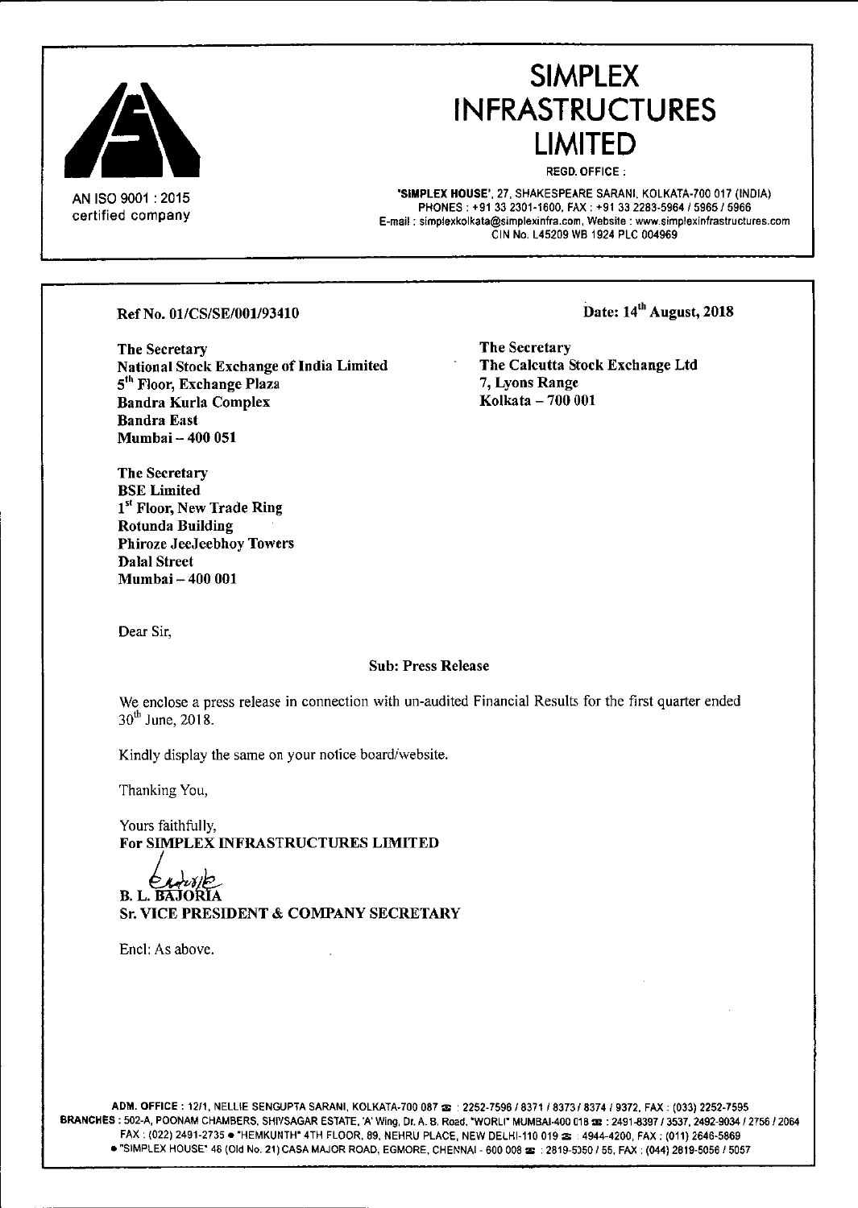AN ISO 9001 : 2015
certified company

# SIMPLEX INFRASTRUCTURES LIMITED

REGD. OFFICE :

'SIMPLEX HOUSE', 27, SHAKESPEARE SARANI, KOLKATA-700 017 (INDIA)
PHONES : +91 33 2301-1600, FAX : +91 33 2283-5964 / 5965 / 5966
E-mail : simplexkolkata@simplexinfra.com, Website : www.simplexinfrastructures.com
CIN No. L45209 WB 1924 PLC 004969

**Ref No. 01/CS/SE/001/93410**

**Date: 14th August, 2018**

**The Secretary**
**National Stock Exchange of India Limited**
**5th Floor, Exchange Plaza**
**Bandra Kurla Complex**
**Bandra East**
**Mumbai – 400 051**

**The Secretary**
**The Calcutta Stock Exchange Ltd**
**7, Lyons Range**
**Kolkata – 700 001**

**The Secretary**
**BSE Limited**
**1st Floor, New Trade Ring**
**Rotunda Building**
**Phiroze JeeJeebhoy Towers**
**Dalal Street**
**Mumbai – 400 001**

Dear Sir,

**Sub: Press Release**

We enclose a press release in connection with un-audited Financial Results for the first quarter ended 30th June, 2018.

Kindly display the same on your notice board/website.

Thanking You,

Yours faithfully,
**For SIMPLEX INFRASTRUCTURES LIMITED**

**B. L. BAJORIA**
**Sr. VICE PRESIDENT & COMPANY SECRETARY**

Encl: As above.

**ADM. OFFICE** : 12/1, NELLIE SENGUPTA SARANI, KOLKATA-700 087 ☎ : 2252-7596 / 8371 / 8373 / 8374 / 9372, FAX : (033) 2252-7595
**BRANCHES** : 502-A, POONAM CHAMBERS, SHIVSAGAR ESTATE, 'A' Wing, Dr. A. B. Road, "WORLI" MUMBAI-400 018 ☎ : 2491-8397 / 3537, 2492-9034 / 2756 / 2064 FAX : (022) 2491-2735 • "HEMKUNTH" 4TH FLOOR, 89, NEHRU PLACE, NEW DELHI-110 019 ☎ : 4944-4200, FAX : (011) 2646-5869 • "SIMPLEX HOUSE" 48 (Old No. 21) CASA MAJOR ROAD, EGMORE, CHENNAI - 600 008 ☎ : 2819-5050 / 55, FAX : (044) 2819-5056 / 5057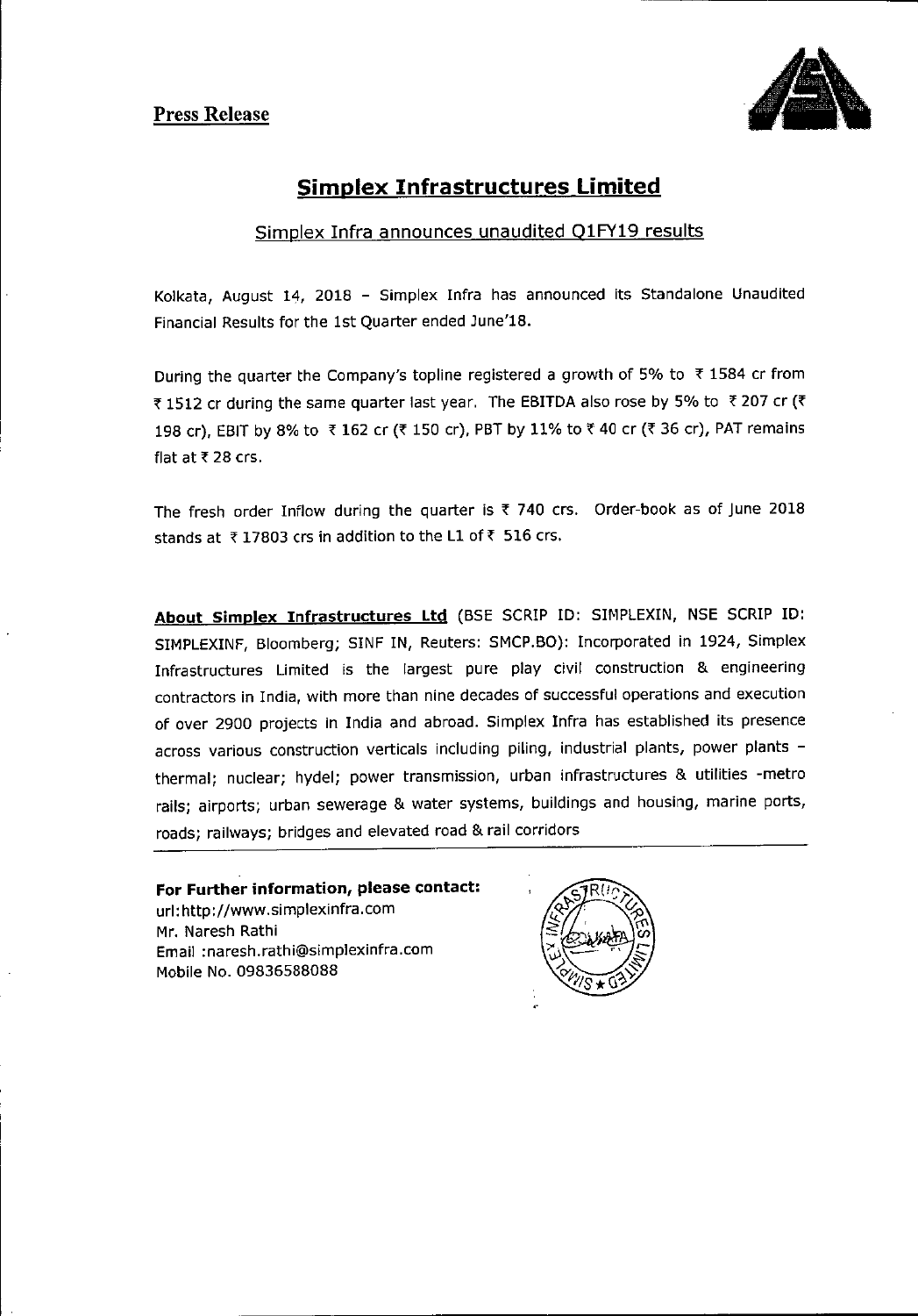**Press Release**

# Simplex Infrastructures Limited

## Simplex Infra announces unaudited Q1FY19 results

Kolkata, August 14, 2018 – Simplex Infra has announced its Standalone Unaudited Financial Results for the 1st Quarter ended June'18.

During the quarter the Company's topline registered a growth of 5% to ₹ 1584 cr from ₹ 1512 cr during the same quarter last year. The EBITDA also rose by 5% to ₹ 207 cr (₹ 198 cr), EBIT by 8% to ₹ 162 cr (₹ 150 cr), PBT by 11% to ₹ 40 cr (₹ 36 cr), PAT remains flat at ₹ 28 crs.

The fresh order Inflow during the quarter is ₹ 740 crs. Order-book as of June 2018 stands at ₹ 17803 crs in addition to the L1 of ₹ 516 crs.

**About Simplex Infrastructures Ltd** (BSE SCRIP ID: SIMPLEXIN, NSE SCRIP ID: SIMPLEXINF, Bloomberg; SINF IN, Reuters: SMCP.BO): Incorporated in 1924, Simplex Infrastructures Limited is the largest pure play civil construction & engineering contractors in India, with more than nine decades of successful operations and execution of over 2900 projects in India and abroad. Simplex Infra has established its presence across various construction verticals including piling, industrial plants, power plants – thermal; nuclear; hydel; power transmission, urban infrastructures & utilities -metro rails; airports; urban sewerage & water systems, buildings and housing, marine ports, roads; railways; bridges and elevated road & rail corridors

**For Further information, please contact:**
url:http://www.simplexinfra.com
Mr. Naresh Rathi
Email :naresh.rathi@simplexinfra.com
Mobile No. 09836588088